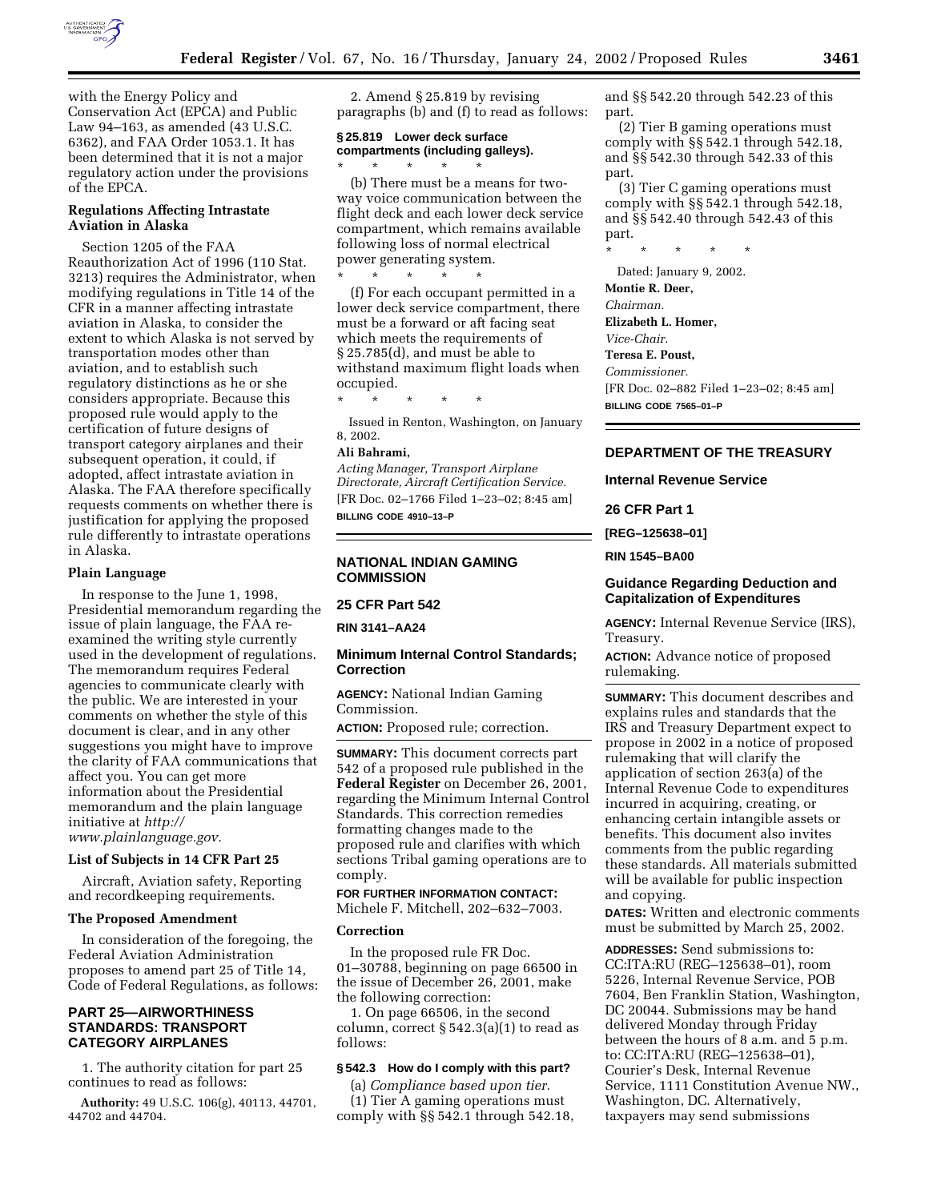with the Energy Policy and Conservation Act (EPCA) and Public Law 94–163, as amended (43 U.S.C. 6362), and FAA Order 1053.1. It has been determined that it is not a major regulatory action under the provisions of the EPCA.

**Regulations Affecting Intrastate Aviation in Alaska**

Section 1205 of the FAA Reauthorization Act of 1996 (110 Stat. 3213) requires the Administrator, when modifying regulations in Title 14 of the CFR in a manner affecting intrastate aviation in Alaska, to consider the extent to which Alaska is not served by transportation modes other than aviation, and to establish such regulatory distinctions as he or she considers appropriate. Because this proposed rule would apply to the certification of future designs of transport category airplanes and their subsequent operation, it could, if adopted, affect intrastate aviation in Alaska. The FAA therefore specifically requests comments on whether there is justification for applying the proposed rule differently to intrastate operations in Alaska.

**Plain Language**

In response to the June 1, 1998, Presidential memorandum regarding the issue of plain language, the FAA re-examined the writing style currently used in the development of regulations. The memorandum requires Federal agencies to communicate clearly with the public. We are interested in your comments on whether the style of this document is clear, and in any other suggestions you might have to improve the clarity of FAA communications that affect you. You can get more information about the Presidential memorandum and the plain language initiative at *http://www.plainlanguage.gov.*

**List of Subjects in 14 CFR Part 25**

Aircraft, Aviation safety, Reporting and recordkeeping requirements.

**The Proposed Amendment**

In consideration of the foregoing, the Federal Aviation Administration proposes to amend part 25 of Title 14, Code of Federal Regulations, as follows:

## PART 25—AIRWORTHINESS STANDARDS: TRANSPORT CATEGORY AIRPLANES

1. The authority citation for part 25 continues to read as follows:

**Authority:** 49 U.S.C. 106(g), 40113, 44701, 44702 and 44704.

2. Amend § 25.819 by revising paragraphs (b) and (f) to read as follows:

**§ 25.819 Lower deck surface compartments (including galleys).**

\* \* \* \* \*

(b) There must be a means for two-way voice communication between the flight deck and each lower deck service compartment, which remains available following loss of normal electrical power generating system.

\* \* \* \* \*

(f) For each occupant permitted in a lower deck service compartment, there must be a forward or aft facing seat which meets the requirements of § 25.785(d), and must be able to withstand maximum flight loads when occupied.

\* \* \* \* \*

Issued in Renton, Washington, on January 8, 2002.

**Ali Bahrami,**

*Acting Manager, Transport Airplane Directorate, Aircraft Certification Service.*

[FR Doc. 02–1766 Filed 1–23–02; 8:45 am]

**BILLING CODE 4910–13–P**

## NATIONAL INDIAN GAMING COMMISSION

### 25 CFR Part 542

**RIN 3141–AA24**

### Minimum Internal Control Standards; Correction

**AGENCY:** National Indian Gaming Commission.

**ACTION:** Proposed rule; correction.

**SUMMARY:** This document corrects part 542 of a proposed rule published in the **Federal Register** on December 26, 2001, regarding the Minimum Internal Control Standards. This correction remedies formatting changes made to the proposed rule and clarifies with which sections Tribal gaming operations are to comply.

**FOR FURTHER INFORMATION CONTACT:** Michele F. Mitchell, 202–632–7003.

**Correction**

In the proposed rule FR Doc. 01–30788, beginning on page 66500 in the issue of December 26, 2001, make the following correction:

1. On page 66506, in the second column, correct § 542.3(a)(1) to read as follows:

**§ 542.3 How do I comply with this part?**

(a) *Compliance based upon tier.*

(1) Tier A gaming operations must comply with §§ 542.1 through 542.18, and §§ 542.20 through 542.23 of this part.

(2) Tier B gaming operations must comply with §§ 542.1 through 542.18, and §§ 542.30 through 542.33 of this part.

(3) Tier C gaming operations must comply with §§ 542.1 through 542.18, and §§ 542.40 through 542.43 of this part.

\* \* \* \* \*

Dated: January 9, 2002.

**Montie R. Deer,**

*Chairman.*

**Elizabeth L. Homer,**

*Vice-Chair.*

**Teresa E. Poust,**

*Commissioner.*

[FR Doc. 02–882 Filed 1–23–02; 8:45 am]

**BILLING CODE 7565–01–P**

## DEPARTMENT OF THE TREASURY

### Internal Revenue Service

### 26 CFR Part 1

**[REG–125638–01]**

**RIN 1545–BA00**

### Guidance Regarding Deduction and Capitalization of Expenditures

**AGENCY:** Internal Revenue Service (IRS), Treasury.

**ACTION:** Advance notice of proposed rulemaking.

**SUMMARY:** This document describes and explains rules and standards that the IRS and Treasury Department expect to propose in 2002 in a notice of proposed rulemaking that will clarify the application of section 263(a) of the Internal Revenue Code to expenditures incurred in acquiring, creating, or enhancing certain intangible assets or benefits. This document also invites comments from the public regarding these standards. All materials submitted will be available for public inspection and copying.

**DATES:** Written and electronic comments must be submitted by March 25, 2002.

**ADDRESSES:** Send submissions to: CC:ITA:RU (REG–125638–01), room 5226, Internal Revenue Service, POB 7604, Ben Franklin Station, Washington, DC 20044. Submissions may be hand delivered Monday through Friday between the hours of 8 a.m. and 5 p.m. to: CC:ITA:RU (REG–125638–01), Courier's Desk, Internal Revenue Service, 1111 Constitution Avenue NW., Washington, DC. Alternatively, taxpayers may send submissions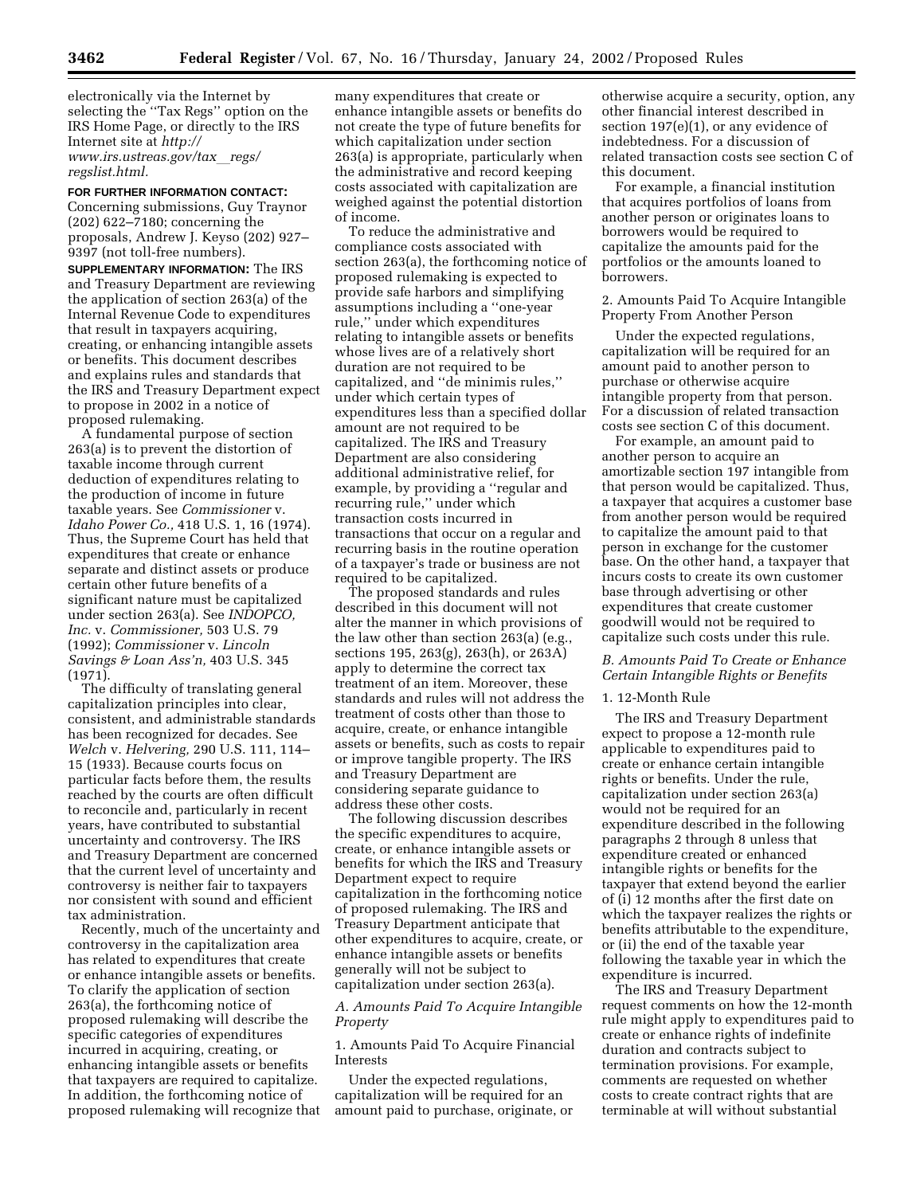electronically via the Internet by selecting the ''Tax Regs'' option on the IRS Home Page, or directly to the IRS Internet site at *http://www.irs.ustreas.gov/tax_regs/regslist.html.*

**FOR FURTHER INFORMATION CONTACT:** Concerning submissions, Guy Traynor (202) 622–7180; concerning the proposals, Andrew J. Keyso (202) 927–9397 (not toll-free numbers).

**SUPPLEMENTARY INFORMATION:** The IRS and Treasury Department are reviewing the application of section 263(a) of the Internal Revenue Code to expenditures that result in taxpayers acquiring, creating, or enhancing intangible assets or benefits. This document describes and explains rules and standards that the IRS and Treasury Department expect to propose in 2002 in a notice of proposed rulemaking.

A fundamental purpose of section 263(a) is to prevent the distortion of taxable income through current deduction of expenditures relating to the production of income in future taxable years. See *Commissioner* v. *Idaho Power Co.,* 418 U.S. 1, 16 (1974). Thus, the Supreme Court has held that expenditures that create or enhance separate and distinct assets or produce certain other future benefits of a significant nature must be capitalized under section 263(a). See *INDOPCO, Inc.* v. *Commissioner,* 503 U.S. 79 (1992); *Commissioner* v. *Lincoln Savings & Loan Ass'n,* 403 U.S. 345 (1971).

The difficulty of translating general capitalization principles into clear, consistent, and administrable standards has been recognized for decades. See *Welch* v. *Helvering,* 290 U.S. 111, 114–15 (1933). Because courts focus on particular facts before them, the results reached by the courts are often difficult to reconcile and, particularly in recent years, have contributed to substantial uncertainty and controversy. The IRS and Treasury Department are concerned that the current level of uncertainty and controversy is neither fair to taxpayers nor consistent with sound and efficient tax administration.

Recently, much of the uncertainty and controversy in the capitalization area has related to expenditures that create or enhance intangible assets or benefits. To clarify the application of section 263(a), the forthcoming notice of proposed rulemaking will describe the specific categories of expenditures incurred in acquiring, creating, or enhancing intangible assets or benefits that taxpayers are required to capitalize. In addition, the forthcoming notice of proposed rulemaking will recognize that many expenditures that create or enhance intangible assets or benefits do not create the type of future benefits for which capitalization under section 263(a) is appropriate, particularly when the administrative and record keeping costs associated with capitalization are weighed against the potential distortion of income.

To reduce the administrative and compliance costs associated with section 263(a), the forthcoming notice of proposed rulemaking is expected to provide safe harbors and simplifying assumptions including a ''one-year rule,'' under which expenditures relating to intangible assets or benefits whose lives are of a relatively short duration are not required to be capitalized, and ''de minimis rules,'' under which certain types of expenditures less than a specified dollar amount are not required to be capitalized. The IRS and Treasury Department are also considering additional administrative relief, for example, by providing a ''regular and recurring rule,'' under which transaction costs incurred in transactions that occur on a regular and recurring basis in the routine operation of a taxpayer's trade or business are not required to be capitalized.

The proposed standards and rules described in this document will not alter the manner in which provisions of the law other than section 263(a) (e.g., sections 195, 263(g), 263(h), or 263A) apply to determine the correct tax treatment of an item. Moreover, these standards and rules will not address the treatment of costs other than those to acquire, create, or enhance intangible assets or benefits, such as costs to repair or improve tangible property. The IRS and Treasury Department are considering separate guidance to address these other costs.

The following discussion describes the specific expenditures to acquire, create, or enhance intangible assets or benefits for which the IRS and Treasury Department expect to require capitalization in the forthcoming notice of proposed rulemaking. The IRS and Treasury Department anticipate that other expenditures to acquire, create, or enhance intangible assets or benefits generally will not be subject to capitalization under section 263(a).

### *A. Amounts Paid To Acquire Intangible Property*

1. Amounts Paid To Acquire Financial Interests

Under the expected regulations, capitalization will be required for an amount paid to purchase, originate, or otherwise acquire a security, option, any other financial interest described in section 197(e)(1), or any evidence of indebtedness. For a discussion of related transaction costs see section C of this document.

For example, a financial institution that acquires portfolios of loans from another person or originates loans to borrowers would be required to capitalize the amounts paid for the portfolios or the amounts loaned to borrowers.

2. Amounts Paid To Acquire Intangible Property From Another Person

Under the expected regulations, capitalization will be required for an amount paid to another person to purchase or otherwise acquire intangible property from that person. For a discussion of related transaction costs see section C of this document.

For example, an amount paid to another person to acquire an amortizable section 197 intangible from that person would be capitalized. Thus, a taxpayer that acquires a customer base from another person would be required to capitalize the amount paid to that person in exchange for the customer base. On the other hand, a taxpayer that incurs costs to create its own customer base through advertising or other expenditures that create customer goodwill would not be required to capitalize such costs under this rule.

### *B. Amounts Paid To Create or Enhance Certain Intangible Rights or Benefits*

1. 12-Month Rule

The IRS and Treasury Department expect to propose a 12-month rule applicable to expenditures paid to create or enhance certain intangible rights or benefits. Under the rule, capitalization under section 263(a) would not be required for an expenditure described in the following paragraphs 2 through 8 unless that expenditure created or enhanced intangible rights or benefits for the taxpayer that extend beyond the earlier of (i) 12 months after the first date on which the taxpayer realizes the rights or benefits attributable to the expenditure, or (ii) the end of the taxable year following the taxable year in which the expenditure is incurred.

The IRS and Treasury Department request comments on how the 12-month rule might apply to expenditures paid to create or enhance rights of indefinite duration and contracts subject to termination provisions. For example, comments are requested on whether costs to create contract rights that are terminable at will without substantial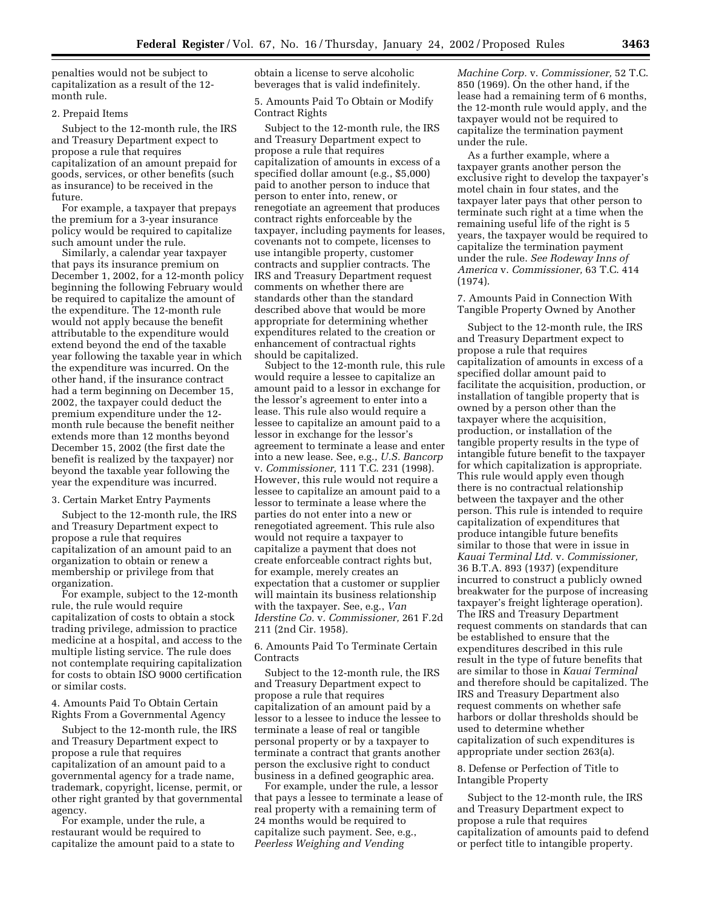penalties would not be subject to capitalization as a result of the 12-month rule.

2. Prepaid Items

Subject to the 12-month rule, the IRS and Treasury Department expect to propose a rule that requires capitalization of an amount prepaid for goods, services, or other benefits (such as insurance) to be received in the future.

For example, a taxpayer that prepays the premium for a 3-year insurance policy would be required to capitalize such amount under the rule.

Similarly, a calendar year taxpayer that pays its insurance premium on December 1, 2002, for a 12-month policy beginning the following February would be required to capitalize the amount of the expenditure. The 12-month rule would not apply because the benefit attributable to the expenditure would extend beyond the end of the taxable year following the taxable year in which the expenditure was incurred. On the other hand, if the insurance contract had a term beginning on December 15, 2002, the taxpayer could deduct the premium expenditure under the 12-month rule because the benefit neither extends more than 12 months beyond December 15, 2002 (the first date the benefit is realized by the taxpayer) nor beyond the taxable year following the year the expenditure was incurred.

3. Certain Market Entry Payments

Subject to the 12-month rule, the IRS and Treasury Department expect to propose a rule that requires capitalization of an amount paid to an organization to obtain or renew a membership or privilege from that organization.

For example, subject to the 12-month rule, the rule would require capitalization of costs to obtain a stock trading privilege, admission to practice medicine at a hospital, and access to the multiple listing service. The rule does not contemplate requiring capitalization for costs to obtain ISO 9000 certification or similar costs.

4. Amounts Paid To Obtain Certain Rights From a Governmental Agency

Subject to the 12-month rule, the IRS and Treasury Department expect to propose a rule that requires capitalization of an amount paid to a governmental agency for a trade name, trademark, copyright, license, permit, or other right granted by that governmental agency.

For example, under the rule, a restaurant would be required to capitalize the amount paid to a state to obtain a license to serve alcoholic beverages that is valid indefinitely.

5. Amounts Paid To Obtain or Modify Contract Rights

Subject to the 12-month rule, the IRS and Treasury Department expect to propose a rule that requires capitalization of amounts in excess of a specified dollar amount (e.g., $5,000) paid to another person to induce that person to enter into, renew, or renegotiate an agreement that produces contract rights enforceable by the taxpayer, including payments for leases, covenants not to compete, licenses to use intangible property, customer contracts and supplier contracts. The IRS and Treasury Department request comments on whether there are standards other than the standard described above that would be more appropriate for determining whether expenditures related to the creation or enhancement of contractual rights should be capitalized.

Subject to the 12-month rule, this rule would require a lessee to capitalize an amount paid to a lessor in exchange for the lessor's agreement to enter into a lease. This rule also would require a lessee to capitalize an amount paid to a lessor in exchange for the lessor's agreement to terminate a lease and enter into a new lease. See, e.g., *U.S. Bancorp* v. *Commissioner,* 111 T.C. 231 (1998). However, this rule would not require a lessee to capitalize an amount paid to a lessor to terminate a lease where the parties do not enter into a new or renegotiated agreement. This rule also would not require a taxpayer to capitalize a payment that does not create enforceable contract rights but, for example, merely creates an expectation that a customer or supplier will maintain its business relationship with the taxpayer. See, e.g., *Van Iderstine Co.* v. *Commissioner,* 261 F.2d 211 (2nd Cir. 1958).

6. Amounts Paid To Terminate Certain Contracts

Subject to the 12-month rule, the IRS and Treasury Department expect to propose a rule that requires capitalization of an amount paid by a lessor to a lessee to induce the lessee to terminate a lease of real or tangible personal property or by a taxpayer to terminate a contract that grants another person the exclusive right to conduct business in a defined geographic area.

For example, under the rule, a lessor that pays a lessee to terminate a lease of real property with a remaining term of 24 months would be required to capitalize such payment. See, e.g., *Peerless Weighing and Vending Machine Corp.* v. *Commissioner,* 52 T.C. 850 (1969). On the other hand, if the lease had a remaining term of 6 months, the 12-month rule would apply, and the taxpayer would not be required to capitalize the termination payment under the rule.

As a further example, where a taxpayer grants another person the exclusive right to develop the taxpayer's motel chain in four states, and the taxpayer later pays that other person to terminate such right at a time when the remaining useful life of the right is 5 years, the taxpayer would be required to capitalize the termination payment under the rule. *See Rodeway Inns of America* v. *Commissioner,* 63 T.C. 414 (1974).

7. Amounts Paid in Connection With Tangible Property Owned by Another

Subject to the 12-month rule, the IRS and Treasury Department expect to propose a rule that requires capitalization of amounts in excess of a specified dollar amount paid to facilitate the acquisition, production, or installation of tangible property that is owned by a person other than the taxpayer where the acquisition, production, or installation of the tangible property results in the type of intangible future benefit to the taxpayer for which capitalization is appropriate. This rule would apply even though there is no contractual relationship between the taxpayer and the other person. This rule is intended to require capitalization of expenditures that produce intangible future benefits similar to those that were in issue in *Kauai Terminal Ltd.* v. *Commissioner,* 36 B.T.A. 893 (1937) (expenditure incurred to construct a publicly owned breakwater for the purpose of increasing taxpayer's freight lighterage operation). The IRS and Treasury Department request comments on standards that can be established to ensure that the expenditures described in this rule result in the type of future benefits that are similar to those in *Kauai Terminal* and therefore should be capitalized. The IRS and Treasury Department also request comments on whether safe harbors or dollar thresholds should be used to determine whether capitalization of such expenditures is appropriate under section 263(a).

8. Defense or Perfection of Title to Intangible Property

Subject to the 12-month rule, the IRS and Treasury Department expect to propose a rule that requires capitalization of amounts paid to defend or perfect title to intangible property.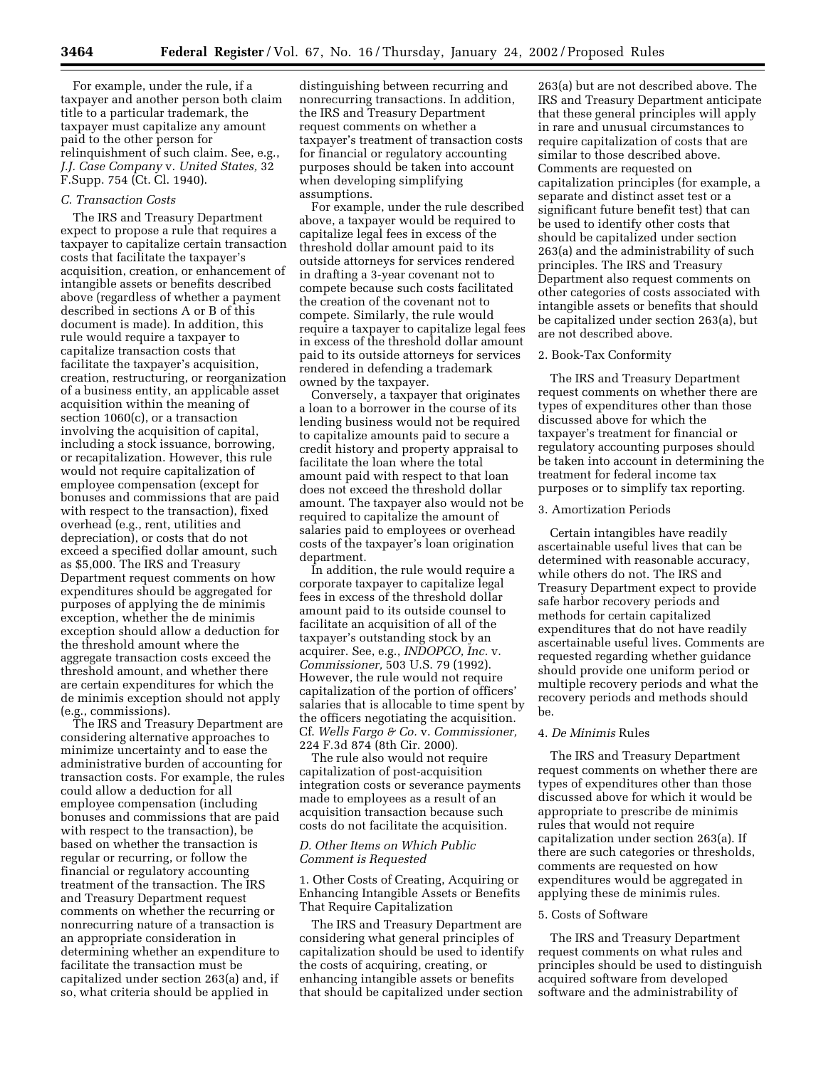For example, under the rule, if a taxpayer and another person both claim title to a particular trademark, the taxpayer must capitalize any amount paid to the other person for relinquishment of such claim. See, e.g., *J.J. Case Company* v. *United States,* 32 F.Supp. 754 (Ct. Cl. 1940).

### *C. Transaction Costs*

The IRS and Treasury Department expect to propose a rule that requires a taxpayer to capitalize certain transaction costs that facilitate the taxpayer's acquisition, creation, or enhancement of intangible assets or benefits described above (regardless of whether a payment described in sections A or B of this document is made). In addition, this rule would require a taxpayer to capitalize transaction costs that facilitate the taxpayer's acquisition, creation, restructuring, or reorganization of a business entity, an applicable asset acquisition within the meaning of section 1060(c), or a transaction involving the acquisition of capital, including a stock issuance, borrowing, or recapitalization. However, this rule would not require capitalization of employee compensation (except for bonuses and commissions that are paid with respect to the transaction), fixed overhead (e.g., rent, utilities and depreciation), or costs that do not exceed a specified dollar amount, such as $5,000. The IRS and Treasury Department request comments on how expenditures should be aggregated for purposes of applying the de minimis exception, whether the de minimis exception should allow a deduction for the threshold amount where the aggregate transaction costs exceed the threshold amount, and whether there are certain expenditures for which the de minimis exception should not apply (e.g., commissions).

The IRS and Treasury Department are considering alternative approaches to minimize uncertainty and to ease the administrative burden of accounting for transaction costs. For example, the rules could allow a deduction for all employee compensation (including bonuses and commissions that are paid with respect to the transaction), be based on whether the transaction is regular or recurring, or follow the financial or regulatory accounting treatment of the transaction. The IRS and Treasury Department request comments on whether the recurring or nonrecurring nature of a transaction is an appropriate consideration in determining whether an expenditure to facilitate the transaction must be capitalized under section 263(a) and, if so, what criteria should be applied in distinguishing between recurring and nonrecurring transactions. In addition, the IRS and Treasury Department request comments on whether a taxpayer's treatment of transaction costs for financial or regulatory accounting purposes should be taken into account when developing simplifying assumptions.

For example, under the rule described above, a taxpayer would be required to capitalize legal fees in excess of the threshold dollar amount paid to its outside attorneys for services rendered in drafting a 3-year covenant not to compete because such costs facilitated the creation of the covenant not to compete. Similarly, the rule would require a taxpayer to capitalize legal fees in excess of the threshold dollar amount paid to its outside attorneys for services rendered in defending a trademark owned by the taxpayer.

Conversely, a taxpayer that originates a loan to a borrower in the course of its lending business would not be required to capitalize amounts paid to secure a credit history and property appraisal to facilitate the loan where the total amount paid with respect to that loan does not exceed the threshold dollar amount. The taxpayer also would not be required to capitalize the amount of salaries paid to employees or overhead costs of the taxpayer's loan origination department.

In addition, the rule would require a corporate taxpayer to capitalize legal fees in excess of the threshold dollar amount paid to its outside counsel to facilitate an acquisition of all of the taxpayer's outstanding stock by an acquirer. See, e.g., *INDOPCO, Inc.* v. *Commissioner,* 503 U.S. 79 (1992). However, the rule would not require capitalization of the portion of officers' salaries that is allocable to time spent by the officers negotiating the acquisition. Cf. *Wells Fargo & Co.* v. *Commissioner,* 224 F.3d 874 (8th Cir. 2000).

The rule also would not require capitalization of post-acquisition integration costs or severance payments made to employees as a result of an acquisition transaction because such costs do not facilitate the acquisition.

### *D. Other Items on Which Public Comment is Requested*

#### 1. Other Costs of Creating, Acquiring or Enhancing Intangible Assets or Benefits That Require Capitalization

The IRS and Treasury Department are considering what general principles of capitalization should be used to identify the costs of acquiring, creating, or enhancing intangible assets or benefits that should be capitalized under section 263(a) but are not described above. The IRS and Treasury Department anticipate that these general principles will apply in rare and unusual circumstances to require capitalization of costs that are similar to those described above. Comments are requested on capitalization principles (for example, a separate and distinct asset test or a significant future benefit test) that can be used to identify other costs that should be capitalized under section 263(a) and the administrability of such principles. The IRS and Treasury Department also request comments on other categories of costs associated with intangible assets or benefits that should be capitalized under section 263(a), but are not described above.

#### 2. Book-Tax Conformity

The IRS and Treasury Department request comments on whether there are types of expenditures other than those discussed above for which the taxpayer's treatment for financial or regulatory accounting purposes should be taken into account in determining the treatment for federal income tax purposes or to simplify tax reporting.

#### 3. Amortization Periods

Certain intangibles have readily ascertainable useful lives that can be determined with reasonable accuracy, while others do not. The IRS and Treasury Department expect to provide safe harbor recovery periods and methods for certain capitalized expenditures that do not have readily ascertainable useful lives. Comments are requested regarding whether guidance should provide one uniform period or multiple recovery periods and what the recovery periods and methods should be.

#### 4. *De Minimis* Rules

The IRS and Treasury Department request comments on whether there are types of expenditures other than those discussed above for which it would be appropriate to prescribe de minimis rules that would not require capitalization under section 263(a). If there are such categories or thresholds, comments are requested on how expenditures would be aggregated in applying these de minimis rules.

#### 5. Costs of Software

The IRS and Treasury Department request comments on what rules and principles should be used to distinguish acquired software from developed software and the administrability of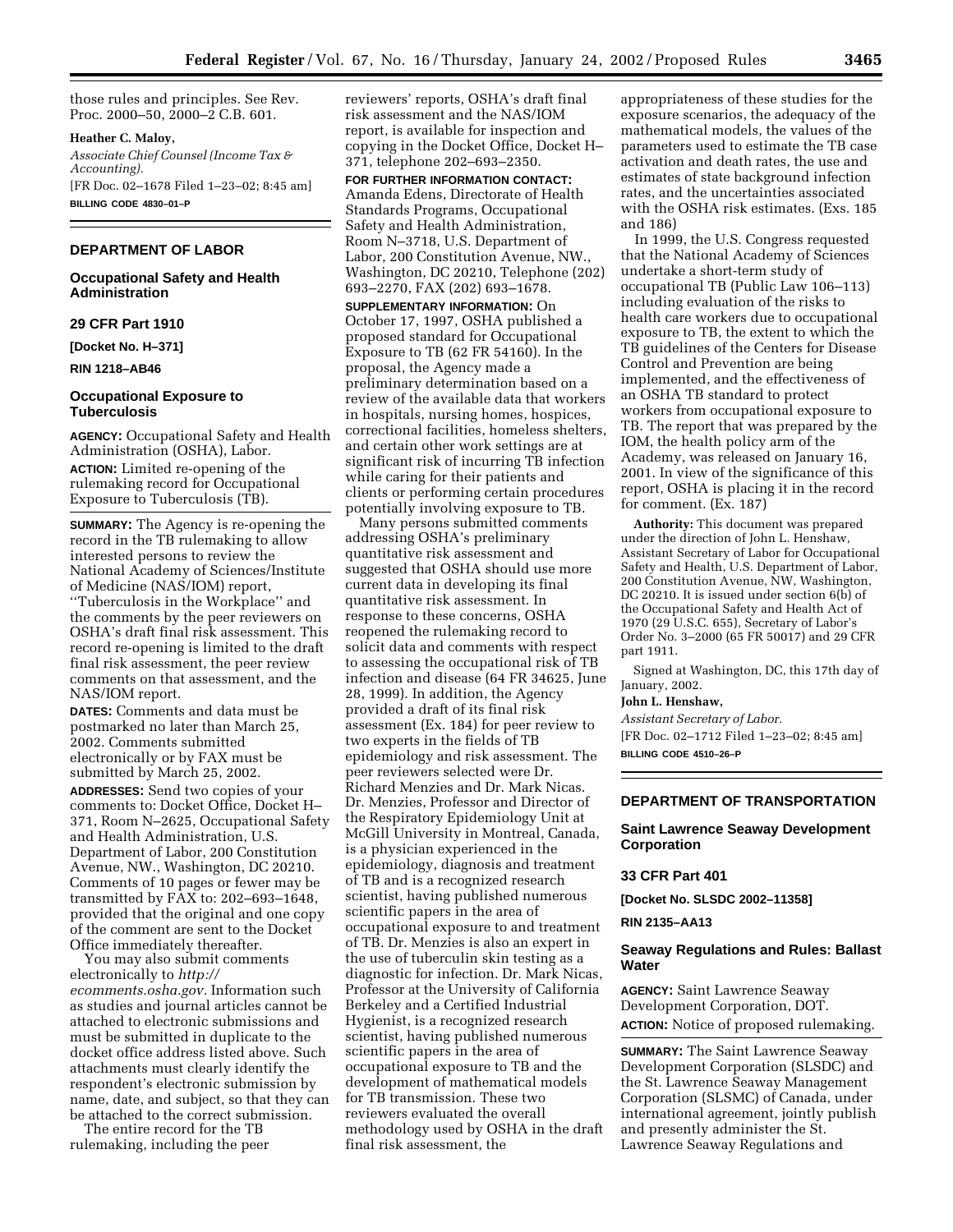those rules and principles. See Rev. Proc. 2000–50, 2000–2 C.B. 601.

**Heather C. Maloy,**

*Associate Chief Counsel (Income Tax & Accounting).*

[FR Doc. 02–1678 Filed 1–23–02; 8:45 am]

**BILLING CODE 4830–01–P**

## DEPARTMENT OF LABOR

### Occupational Safety and Health Administration

#### 29 CFR Part 1910

**[Docket No. H–371]**

**RIN 1218–AB46**

### Occupational Exposure to Tuberculosis

**AGENCY:** Occupational Safety and Health Administration (OSHA), Labor.

**ACTION:** Limited re-opening of the rulemaking record for Occupational Exposure to Tuberculosis (TB).

**SUMMARY:** The Agency is re-opening the record in the TB rulemaking to allow interested persons to review the National Academy of Sciences/Institute of Medicine (NAS/IOM) report, ''Tuberculosis in the Workplace'' and the comments by the peer reviewers on OSHA's draft final risk assessment. This record re-opening is limited to the draft final risk assessment, the peer review comments on that assessment, and the NAS/IOM report.

**DATES:** Comments and data must be postmarked no later than March 25, 2002. Comments submitted electronically or by FAX must be submitted by March 25, 2002.

**ADDRESSES:** Send two copies of your comments to: Docket Office, Docket H–371, Room N–2625, Occupational Safety and Health Administration, U.S. Department of Labor, 200 Constitution Avenue, NW., Washington, DC 20210. Comments of 10 pages or fewer may be transmitted by FAX to: 202–693–1648, provided that the original and one copy of the comment are sent to the Docket Office immediately thereafter.

You may also submit comments electronically to *http://ecomments.osha.gov*. Information such as studies and journal articles cannot be attached to electronic submissions and must be submitted in duplicate to the docket office address listed above. Such attachments must clearly identify the respondent's electronic submission by name, date, and subject, so that they can be attached to the correct submission.

The entire record for the TB rulemaking, including the peer reviewers' reports, OSHA's draft final risk assessment and the NAS/IOM report, is available for inspection and copying in the Docket Office, Docket H–371, telephone 202–693–2350.

**FOR FURTHER INFORMATION CONTACT:** Amanda Edens, Directorate of Health Standards Programs, Occupational Safety and Health Administration, Room N–3718, U.S. Department of Labor, 200 Constitution Avenue, NW., Washington, DC 20210, Telephone (202) 693–2270, FAX (202) 693–1678.

**SUPPLEMENTARY INFORMATION:** On October 17, 1997, OSHA published a proposed standard for Occupational Exposure to TB (62 FR 54160). In the proposal, the Agency made a preliminary determination based on a review of the available data that workers in hospitals, nursing homes, hospices, correctional facilities, homeless shelters, and certain other work settings are at significant risk of incurring TB infection while caring for their patients and clients or performing certain procedures potentially involving exposure to TB.

Many persons submitted comments addressing OSHA's preliminary quantitative risk assessment and suggested that OSHA should use more current data in developing its final quantitative risk assessment. In response to these concerns, OSHA reopened the rulemaking record to solicit data and comments with respect to assessing the occupational risk of TB infection and disease (64 FR 34625, June 28, 1999). In addition, the Agency provided a draft of its final risk assessment (Ex. 184) for peer review to two experts in the fields of TB epidemiology and risk assessment. The peer reviewers selected were Dr. Richard Menzies and Dr. Mark Nicas. Dr. Menzies, Professor and Director of the Respiratory Epidemiology Unit at McGill University in Montreal, Canada, is a physician experienced in the epidemiology, diagnosis and treatment of TB and is a recognized research scientist, having published numerous scientific papers in the area of occupational exposure to and treatment of TB. Dr. Menzies is also an expert in the use of tuberculin skin testing as a diagnostic for infection. Dr. Mark Nicas, Professor at the University of California Berkeley and a Certified Industrial Hygienist, is a recognized research scientist, having published numerous scientific papers in the area of occupational exposure to TB and the development of mathematical models for TB transmission. These two reviewers evaluated the overall methodology used by OSHA in the draft final risk assessment, the appropriateness of these studies for the exposure scenarios, the adequacy of the mathematical models, the values of the parameters used to estimate the TB case activation and death rates, the use and estimates of state background infection rates, and the uncertainties associated with the OSHA risk estimates. (Exs. 185 and 186)

In 1999, the U.S. Congress requested that the National Academy of Sciences undertake a short-term study of occupational TB (Public Law 106–113) including evaluation of the risks to health care workers due to occupational exposure to TB, the extent to which the TB guidelines of the Centers for Disease Control and Prevention are being implemented, and the effectiveness of an OSHA TB standard to protect workers from occupational exposure to TB. The report that was prepared by the IOM, the health policy arm of the Academy, was released on January 16, 2001. In view of the significance of this report, OSHA is placing it in the record for comment. (Ex. 187)

**Authority:** This document was prepared under the direction of John L. Henshaw, Assistant Secretary of Labor for Occupational Safety and Health, U.S. Department of Labor, 200 Constitution Avenue, NW, Washington, DC 20210. It is issued under section 6(b) of the Occupational Safety and Health Act of 1970 (29 U.S.C. 655), Secretary of Labor's Order No. 3–2000 (65 FR 50017) and 29 CFR part 1911.

Signed at Washington, DC, this 17th day of January, 2002.

**John L. Henshaw,**

*Assistant Secretary of Labor.*

[FR Doc. 02–1712 Filed 1–23–02; 8:45 am]

**BILLING CODE 4510–26–P**

## DEPARTMENT OF TRANSPORTATION

### Saint Lawrence Seaway Development Corporation

#### 33 CFR Part 401

**[Docket No. SLSDC 2002–11358]**

**RIN 2135–AA13**

### Seaway Regulations and Rules: Ballast Water

**AGENCY:** Saint Lawrence Seaway Development Corporation, DOT.

**ACTION:** Notice of proposed rulemaking.

**SUMMARY:** The Saint Lawrence Seaway Development Corporation (SLSDC) and the St. Lawrence Seaway Management Corporation (SLSMC) of Canada, under international agreement, jointly publish and presently administer the St. Lawrence Seaway Regulations and